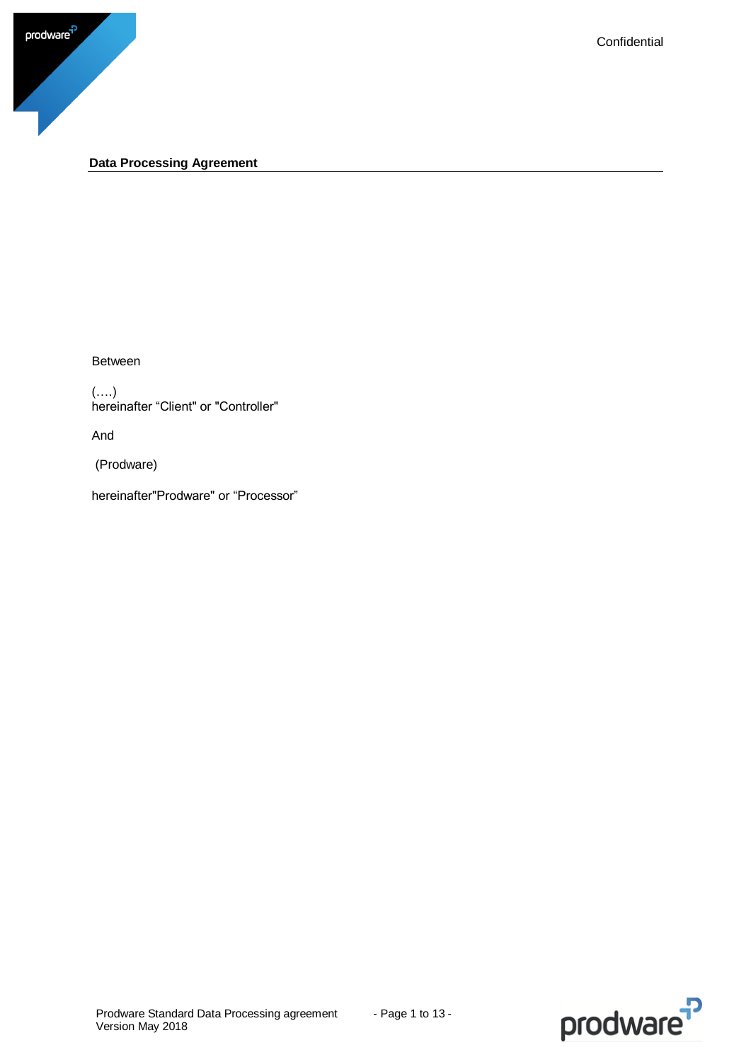Confidential

**Data Processing Agreement**

Between

(….)
hereinafter “Client" or "Controller"

And

(Prodware)

hereinafter"Prodware" or “Processor”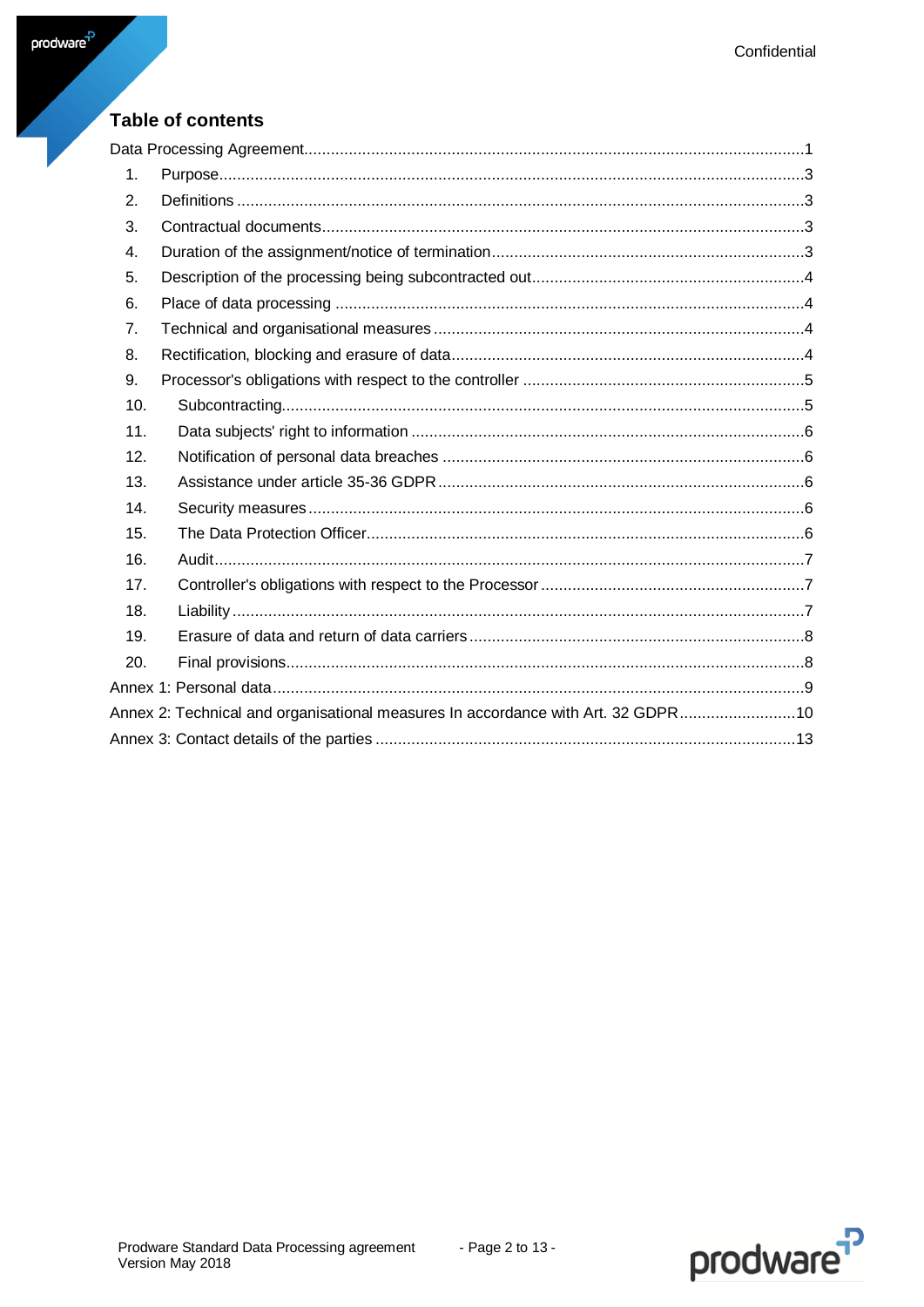## Table of contents

Data Processing Agreement ............................................................ 1

1. Purpose ............................................................ 3
2. Definitions ............................................................ 3
3. Contractual documents ............................................................ 3
4. Duration of the assignment/notice of termination ............................................................ 3
5. Description of the processing being subcontracted out ............................................................ 4
6. Place of data processing ............................................................ 4
7. Technical and organisational measures ............................................................ 4
8. Rectification, blocking and erasure of data ............................................................ 4
9. Processor's obligations with respect to the controller ............................................................ 5
10. Subcontracting ............................................................ 5
11. Data subjects' right to information ............................................................ 6
12. Notification of personal data breaches ............................................................ 6
13. Assistance under article 35-36 GDPR ............................................................ 6
14. Security measures ............................................................ 6
15. The Data Protection Officer ............................................................ 6
16. Audit ............................................................ 7
17. Controller's obligations with respect to the Processor ............................................................ 7
18. Liability ............................................................ 7
19. Erasure of data and return of data carriers ............................................................ 8
20. Final provisions ............................................................ 8

Annex 1: Personal data ............................................................ 9

Annex 2: Technical and organisational measures In accordance with Art. 32 GDPR ............................................................ 10

Annex 3: Contact details of the parties ............................................................ 13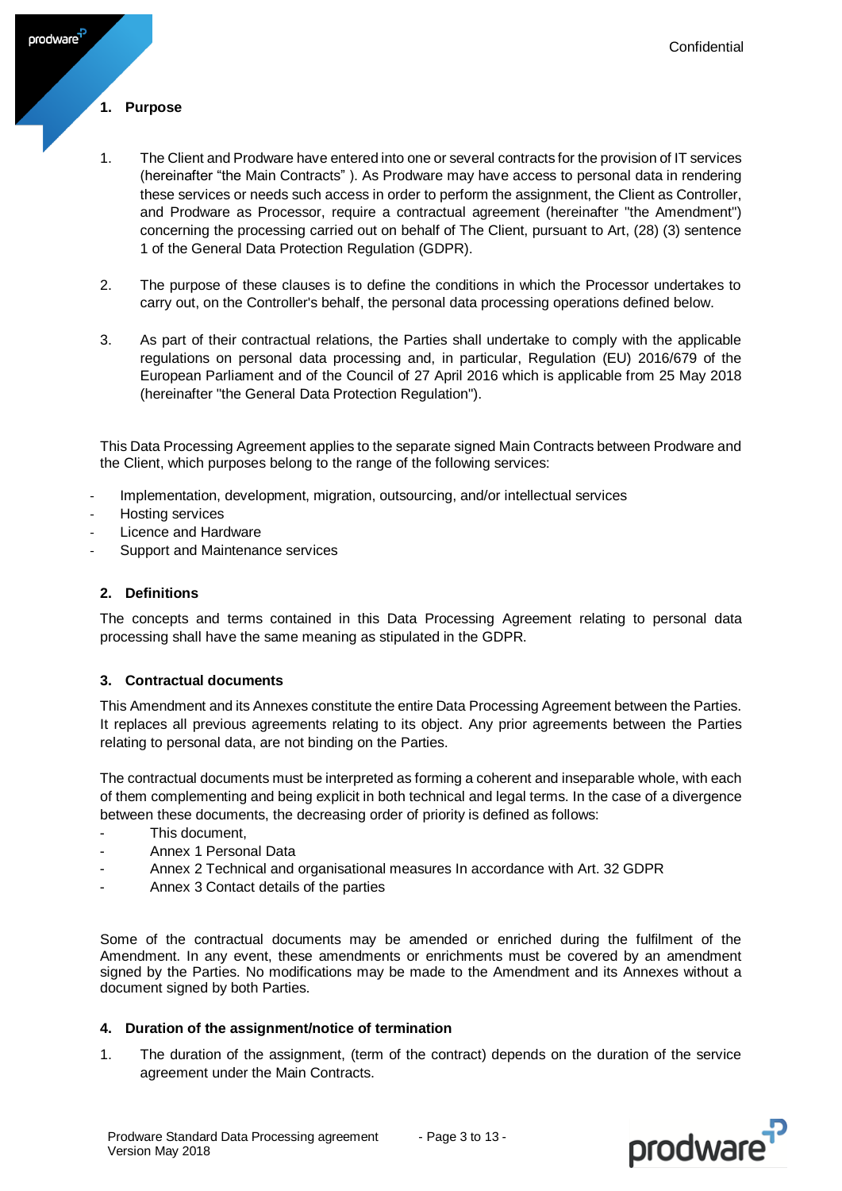## 1. Purpose

1. The Client and Prodware have entered into one or several contracts for the provision of IT services (hereinafter "the Main Contracts" ). As Prodware may have access to personal data in rendering these services or needs such access in order to perform the assignment, the Client as Controller, and Prodware as Processor, require a contractual agreement (hereinafter "the Amendment") concerning the processing carried out on behalf of The Client, pursuant to Art, (28) (3) sentence 1 of the General Data Protection Regulation (GDPR).

2. The purpose of these clauses is to define the conditions in which the Processor undertakes to carry out, on the Controller's behalf, the personal data processing operations defined below.

3. As part of their contractual relations, the Parties shall undertake to comply with the applicable regulations on personal data processing and, in particular, Regulation (EU) 2016/679 of the European Parliament and of the Council of 27 April 2016 which is applicable from 25 May 2018 (hereinafter "the General Data Protection Regulation").

This Data Processing Agreement applies to the separate signed Main Contracts between Prodware and the Client, which purposes belong to the range of the following services:

- Implementation, development, migration, outsourcing, and/or intellectual services
- Hosting services
- Licence and Hardware
- Support and Maintenance services

## 2. Definitions

The concepts and terms contained in this Data Processing Agreement relating to personal data processing shall have the same meaning as stipulated in the GDPR.

## 3. Contractual documents

This Amendment and its Annexes constitute the entire Data Processing Agreement between the Parties. It replaces all previous agreements relating to its object. Any prior agreements between the Parties relating to personal data, are not binding on the Parties.

The contractual documents must be interpreted as forming a coherent and inseparable whole, with each of them complementing and being explicit in both technical and legal terms. In the case of a divergence between these documents, the decreasing order of priority is defined as follows:

- This document,
- Annex 1 Personal Data
- Annex 2 Technical and organisational measures In accordance with Art. 32 GDPR
- Annex 3 Contact details of the parties

Some of the contractual documents may be amended or enriched during the fulfilment of the Amendment. In any event, these amendments or enrichments must be covered by an amendment signed by the Parties. No modifications may be made to the Amendment and its Annexes without a document signed by both Parties.

## 4. Duration of the assignment/notice of termination

1. The duration of the assignment, (term of the contract) depends on the duration of the service agreement under the Main Contracts.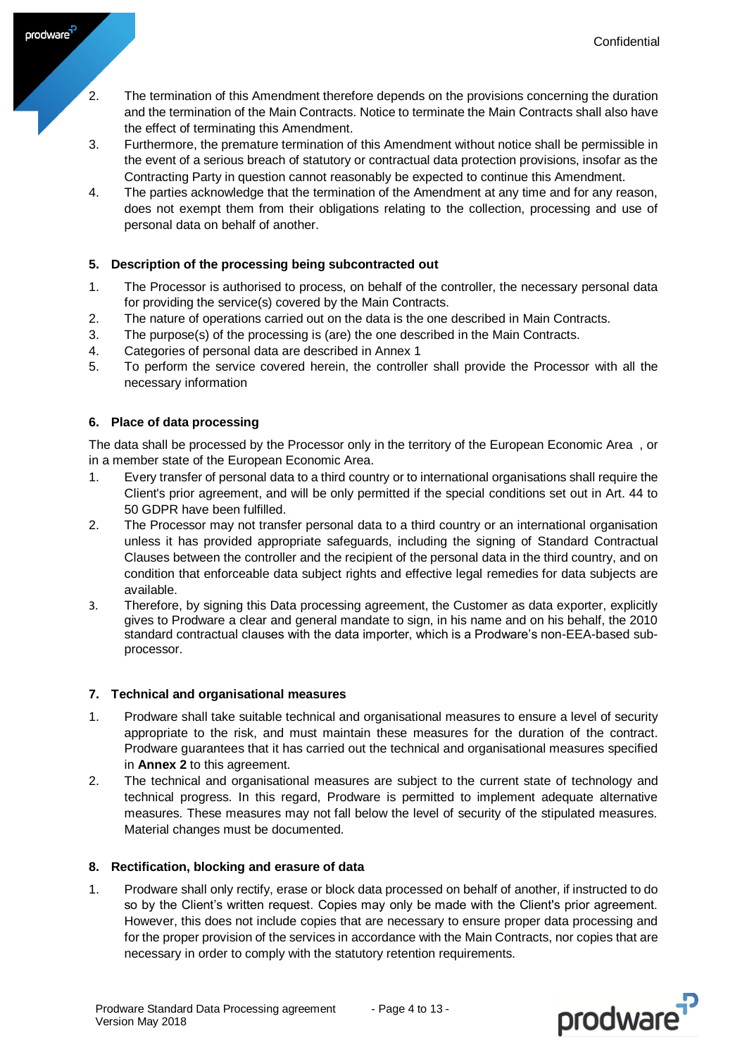2. The termination of this Amendment therefore depends on the provisions concerning the duration and the termination of the Main Contracts. Notice to terminate the Main Contracts shall also have the effect of terminating this Amendment.
3. Furthermore, the premature termination of this Amendment without notice shall be permissible in the event of a serious breach of statutory or contractual data protection provisions, insofar as the Contracting Party in question cannot reasonably be expected to continue this Amendment.
4. The parties acknowledge that the termination of the Amendment at any time and for any reason, does not exempt them from their obligations relating to the collection, processing and use of personal data on behalf of another.

### 5. Description of the processing being subcontracted out

1. The Processor is authorised to process, on behalf of the controller, the necessary personal data for providing the service(s) covered by the Main Contracts.
2. The nature of operations carried out on the data is the one described in Main Contracts.
3. The purpose(s) of the processing is (are) the one described in the Main Contracts.
4. Categories of personal data are described in Annex 1
5. To perform the service covered herein, the controller shall provide the Processor with all the necessary information

### 6. Place of data processing

The data shall be processed by the Processor only in the territory of the European Economic Area , or in a member state of the European Economic Area.

1. Every transfer of personal data to a third country or to international organisations shall require the Client's prior agreement, and will be only permitted if the special conditions set out in Art. 44 to 50 GDPR have been fulfilled.
2. The Processor may not transfer personal data to a third country or an international organisation unless it has provided appropriate safeguards, including the signing of Standard Contractual Clauses between the controller and the recipient of the personal data in the third country, and on condition that enforceable data subject rights and effective legal remedies for data subjects are available.
3. Therefore, by signing this Data processing agreement, the Customer as data exporter, explicitly gives to Prodware a clear and general mandate to sign, in his name and on his behalf, the 2010 standard contractual clauses with the data importer, which is a Prodware's non-EEA-based sub-processor.

### 7. Technical and organisational measures

1. Prodware shall take suitable technical and organisational measures to ensure a level of security appropriate to the risk, and must maintain these measures for the duration of the contract. Prodware guarantees that it has carried out the technical and organisational measures specified in **Annex 2** to this agreement.
2. The technical and organisational measures are subject to the current state of technology and technical progress. In this regard, Prodware is permitted to implement adequate alternative measures. These measures may not fall below the level of security of the stipulated measures. Material changes must be documented.

### 8. Rectification, blocking and erasure of data

1. Prodware shall only rectify, erase or block data processed on behalf of another, if instructed to do so by the Client's written request. Copies may only be made with the Client's prior agreement. However, this does not include copies that are necessary to ensure proper data processing and for the proper provision of the services in accordance with the Main Contracts, nor copies that are necessary in order to comply with the statutory retention requirements.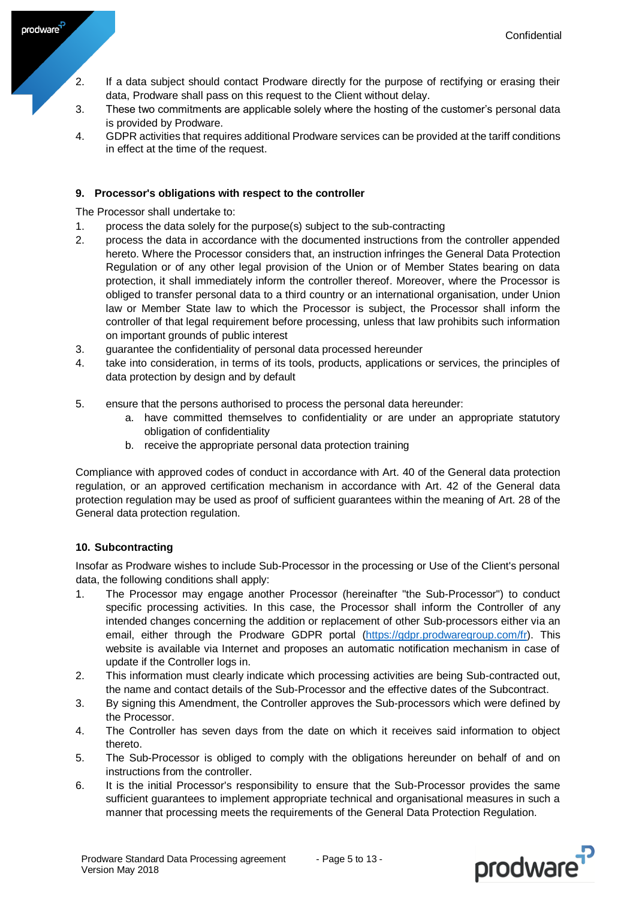2. If a data subject should contact Prodware directly for the purpose of rectifying or erasing their data, Prodware shall pass on this request to the Client without delay.
3. These two commitments are applicable solely where the hosting of the customer's personal data is provided by Prodware.
4. GDPR activities that requires additional Prodware services can be provided at the tariff conditions in effect at the time of the request.

## 9. Processor's obligations with respect to the controller

The Processor shall undertake to:

1. process the data solely for the purpose(s) subject to the sub-contracting
2. process the data in accordance with the documented instructions from the controller appended hereto. Where the Processor considers that, an instruction infringes the General Data Protection Regulation or of any other legal provision of the Union or of Member States bearing on data protection, it shall immediately inform the controller thereof. Moreover, where the Processor is obliged to transfer personal data to a third country or an international organisation, under Union law or Member State law to which the Processor is subject, the Processor shall inform the controller of that legal requirement before processing, unless that law prohibits such information on important grounds of public interest
3. guarantee the confidentiality of personal data processed hereunder
4. take into consideration, in terms of its tools, products, applications or services, the principles of data protection by design and by default
5. ensure that the persons authorised to process the personal data hereunder:
   a. have committed themselves to confidentiality or are under an appropriate statutory obligation of confidentiality
   b. receive the appropriate personal data protection training

Compliance with approved codes of conduct in accordance with Art. 40 of the General data protection regulation, or an approved certification mechanism in accordance with Art. 42 of the General data protection regulation may be used as proof of sufficient guarantees within the meaning of Art. 28 of the General data protection regulation.

## 10. Subcontracting

Insofar as Prodware wishes to include Sub-Processor in the processing or Use of the Client's personal data, the following conditions shall apply:

1. The Processor may engage another Processor (hereinafter "the Sub-Processor") to conduct specific processing activities. In this case, the Processor shall inform the Controller of any intended changes concerning the addition or replacement of other Sub-processors either via an email, either through the Prodware GDPR portal (https://gdpr.prodwaregroup.com/fr). This website is available via Internet and proposes an automatic notification mechanism in case of update if the Controller logs in.
2. This information must clearly indicate which processing activities are being Sub-contracted out, the name and contact details of the Sub-Processor and the effective dates of the Subcontract.
3. By signing this Amendment, the Controller approves the Sub-processors which were defined by the Processor.
4. The Controller has seven days from the date on which it receives said information to object thereto.
5. The Sub-Processor is obliged to comply with the obligations hereunder on behalf of and on instructions from the controller.
6. It is the initial Processor's responsibility to ensure that the Sub-Processor provides the same sufficient guarantees to implement appropriate technical and organisational measures in such a manner that processing meets the requirements of the General Data Protection Regulation.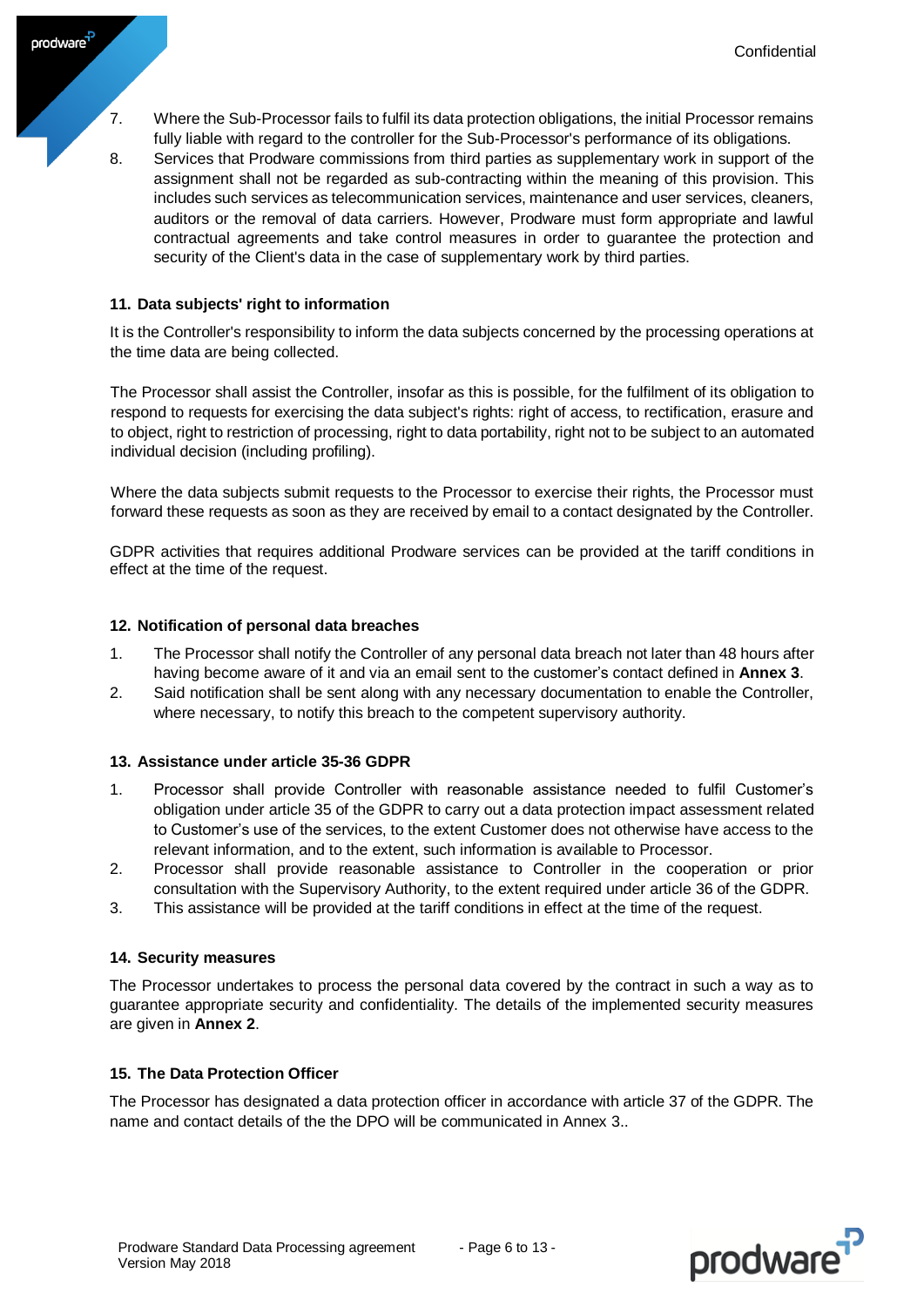7. Where the Sub-Processor fails to fulfil its data protection obligations, the initial Processor remains fully liable with regard to the controller for the Sub-Processor's performance of its obligations.
8. Services that Prodware commissions from third parties as supplementary work in support of the assignment shall not be regarded as sub-contracting within the meaning of this provision. This includes such services as telecommunication services, maintenance and user services, cleaners, auditors or the removal of data carriers. However, Prodware must form appropriate and lawful contractual agreements and take control measures in order to guarantee the protection and security of the Client's data in the case of supplementary work by third parties.

### 11. Data subjects' right to information

It is the Controller's responsibility to inform the data subjects concerned by the processing operations at the time data are being collected.

The Processor shall assist the Controller, insofar as this is possible, for the fulfilment of its obligation to respond to requests for exercising the data subject's rights: right of access, to rectification, erasure and to object, right to restriction of processing, right to data portability, right not to be subject to an automated individual decision (including profiling).

Where the data subjects submit requests to the Processor to exercise their rights, the Processor must forward these requests as soon as they are received by email to a contact designated by the Controller.

GDPR activities that requires additional Prodware services can be provided at the tariff conditions in effect at the time of the request.

### 12. Notification of personal data breaches

1. The Processor shall notify the Controller of any personal data breach not later than 48 hours after having become aware of it and via an email sent to the customer's contact defined in **Annex 3**.
2. Said notification shall be sent along with any necessary documentation to enable the Controller, where necessary, to notify this breach to the competent supervisory authority.

### 13. Assistance under article 35-36 GDPR

1. Processor shall provide Controller with reasonable assistance needed to fulfil Customer's obligation under article 35 of the GDPR to carry out a data protection impact assessment related to Customer's use of the services, to the extent Customer does not otherwise have access to the relevant information, and to the extent, such information is available to Processor.
2. Processor shall provide reasonable assistance to Controller in the cooperation or prior consultation with the Supervisory Authority, to the extent required under article 36 of the GDPR.
3. This assistance will be provided at the tariff conditions in effect at the time of the request.

### 14. Security measures

The Processor undertakes to process the personal data covered by the contract in such a way as to guarantee appropriate security and confidentiality. The details of the implemented security measures are given in **Annex 2**.

### 15. The Data Protection Officer

The Processor has designated a data protection officer in accordance with article 37 of the GDPR. The name and contact details of the the DPO will be communicated in Annex 3..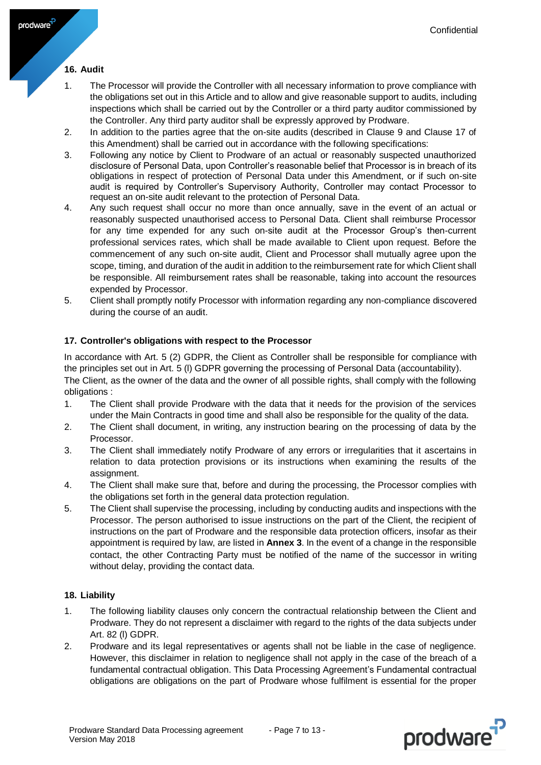## 16. Audit

1. The Processor will provide the Controller with all necessary information to prove compliance with the obligations set out in this Article and to allow and give reasonable support to audits, including inspections which shall be carried out by the Controller or a third party auditor commissioned by the Controller. Any third party auditor shall be expressly approved by Prodware.
2. In addition to the parties agree that the on-site audits (described in Clause 9 and Clause 17 of this Amendment) shall be carried out in accordance with the following specifications:
3. Following any notice by Client to Prodware of an actual or reasonably suspected unauthorized disclosure of Personal Data, upon Controller's reasonable belief that Processor is in breach of its obligations in respect of protection of Personal Data under this Amendment, or if such on-site audit is required by Controller's Supervisory Authority, Controller may contact Processor to request an on-site audit relevant to the protection of Personal Data.
4. Any such request shall occur no more than once annually, save in the event of an actual or reasonably suspected unauthorised access to Personal Data. Client shall reimburse Processor for any time expended for any such on-site audit at the Processor Group's then-current professional services rates, which shall be made available to Client upon request. Before the commencement of any such on-site audit, Client and Processor shall mutually agree upon the scope, timing, and duration of the audit in addition to the reimbursement rate for which Client shall be responsible. All reimbursement rates shall be reasonable, taking into account the resources expended by Processor.
5. Client shall promptly notify Processor with information regarding any non-compliance discovered during the course of an audit.

## 17. Controller's obligations with respect to the Processor

In accordance with Art. 5 (2) GDPR, the Client as Controller shall be responsible for compliance with the principles set out in Art. 5 (l) GDPR governing the processing of Personal Data (accountability).
The Client, as the owner of the data and the owner of all possible rights, shall comply with the following obligations :

1. The Client shall provide Prodware with the data that it needs for the provision of the services under the Main Contracts in good time and shall also be responsible for the quality of the data.
2. The Client shall document, in writing, any instruction bearing on the processing of data by the Processor.
3. The Client shall immediately notify Prodware of any errors or irregularities that it ascertains in relation to data protection provisions or its instructions when examining the results of the assignment.
4. The Client shall make sure that, before and during the processing, the Processor complies with the obligations set forth in the general data protection regulation.
5. The Client shall supervise the processing, including by conducting audits and inspections with the Processor. The person authorised to issue instructions on the part of the Client, the recipient of instructions on the part of Prodware and the responsible data protection officers, insofar as their appointment is required by law, are listed in **Annex 3**. In the event of a change in the responsible contact, the other Contracting Party must be notified of the name of the successor in writing without delay, providing the contact data.

## 18. Liability

1. The following liability clauses only concern the contractual relationship between the Client and Prodware. They do not represent a disclaimer with regard to the rights of the data subjects under Art. 82 (l) GDPR.
2. Prodware and its legal representatives or agents shall not be liable in the case of negligence. However, this disclaimer in relation to negligence shall not apply in the case of the breach of a fundamental contractual obligation. This Data Processing Agreement's Fundamental contractual obligations are obligations on the part of Prodware whose fulfilment is essential for the proper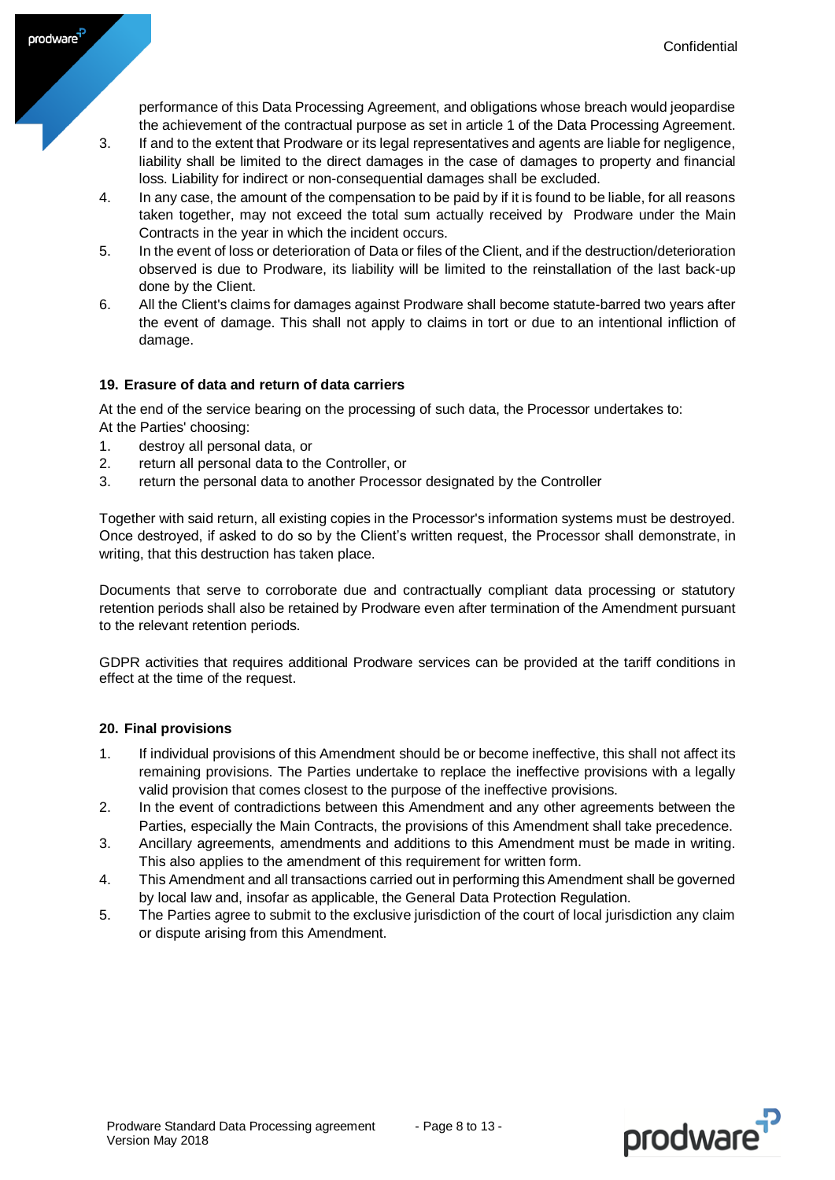performance of this Data Processing Agreement, and obligations whose breach would jeopardise the achievement of the contractual purpose as set in article 1 of the Data Processing Agreement.

3. If and to the extent that Prodware or its legal representatives and agents are liable for negligence, liability shall be limited to the direct damages in the case of damages to property and financial loss. Liability for indirect or non-consequential damages shall be excluded.
4. In any case, the amount of the compensation to be paid by if it is found to be liable, for all reasons taken together, may not exceed the total sum actually received by Prodware under the Main Contracts in the year in which the incident occurs.
5. In the event of loss or deterioration of Data or files of the Client, and if the destruction/deterioration observed is due to Prodware, its liability will be limited to the reinstallation of the last back-up done by the Client.
6. All the Client's claims for damages against Prodware shall become statute-barred two years after the event of damage. This shall not apply to claims in tort or due to an intentional infliction of damage.

### 19. Erasure of data and return of data carriers

At the end of the service bearing on the processing of such data, the Processor undertakes to:
At the Parties' choosing:

1. destroy all personal data, or
2. return all personal data to the Controller, or
3. return the personal data to another Processor designated by the Controller

Together with said return, all existing copies in the Processor's information systems must be destroyed. Once destroyed, if asked to do so by the Client's written request, the Processor shall demonstrate, in writing, that this destruction has taken place.

Documents that serve to corroborate due and contractually compliant data processing or statutory retention periods shall also be retained by Prodware even after termination of the Amendment pursuant to the relevant retention periods.

GDPR activities that requires additional Prodware services can be provided at the tariff conditions in effect at the time of the request.

### 20. Final provisions

1. If individual provisions of this Amendment should be or become ineffective, this shall not affect its remaining provisions. The Parties undertake to replace the ineffective provisions with a legally valid provision that comes closest to the purpose of the ineffective provisions.
2. In the event of contradictions between this Amendment and any other agreements between the Parties, especially the Main Contracts, the provisions of this Amendment shall take precedence.
3. Ancillary agreements, amendments and additions to this Amendment must be made in writing. This also applies to the amendment of this requirement for written form.
4. This Amendment and all transactions carried out in performing this Amendment shall be governed by local law and, insofar as applicable, the General Data Protection Regulation.
5. The Parties agree to submit to the exclusive jurisdiction of the court of local jurisdiction any claim or dispute arising from this Amendment.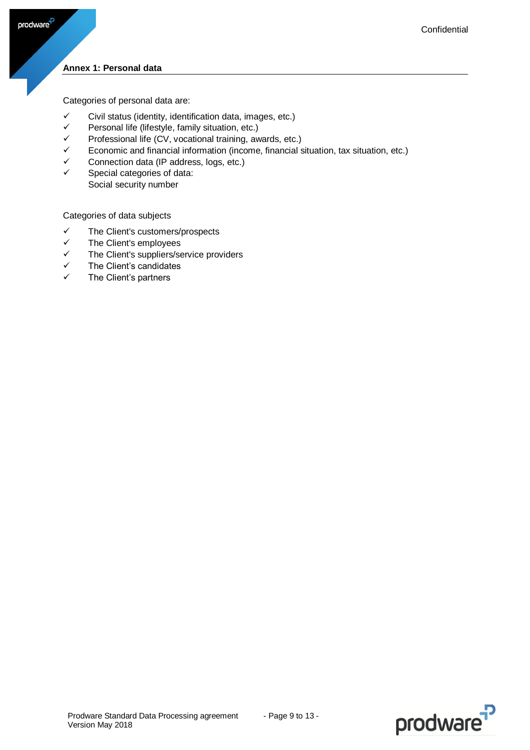## Annex 1: Personal data

Categories of personal data are:

- ✓ Civil status (identity, identification data, images, etc.)
- ✓ Personal life (lifestyle, family situation, etc.)
- ✓ Professional life (CV, vocational training, awards, etc.)
- ✓ Economic and financial information (income, financial situation, tax situation, etc.)
- ✓ Connection data (IP address, logs, etc.)
- ✓ Special categories of data:
  Social security number

Categories of data subjects

- ✓ The Client's customers/prospects
- ✓ The Client's employees
- ✓ The Client's suppliers/service providers
- ✓ The Client's candidates
- ✓ The Client's partners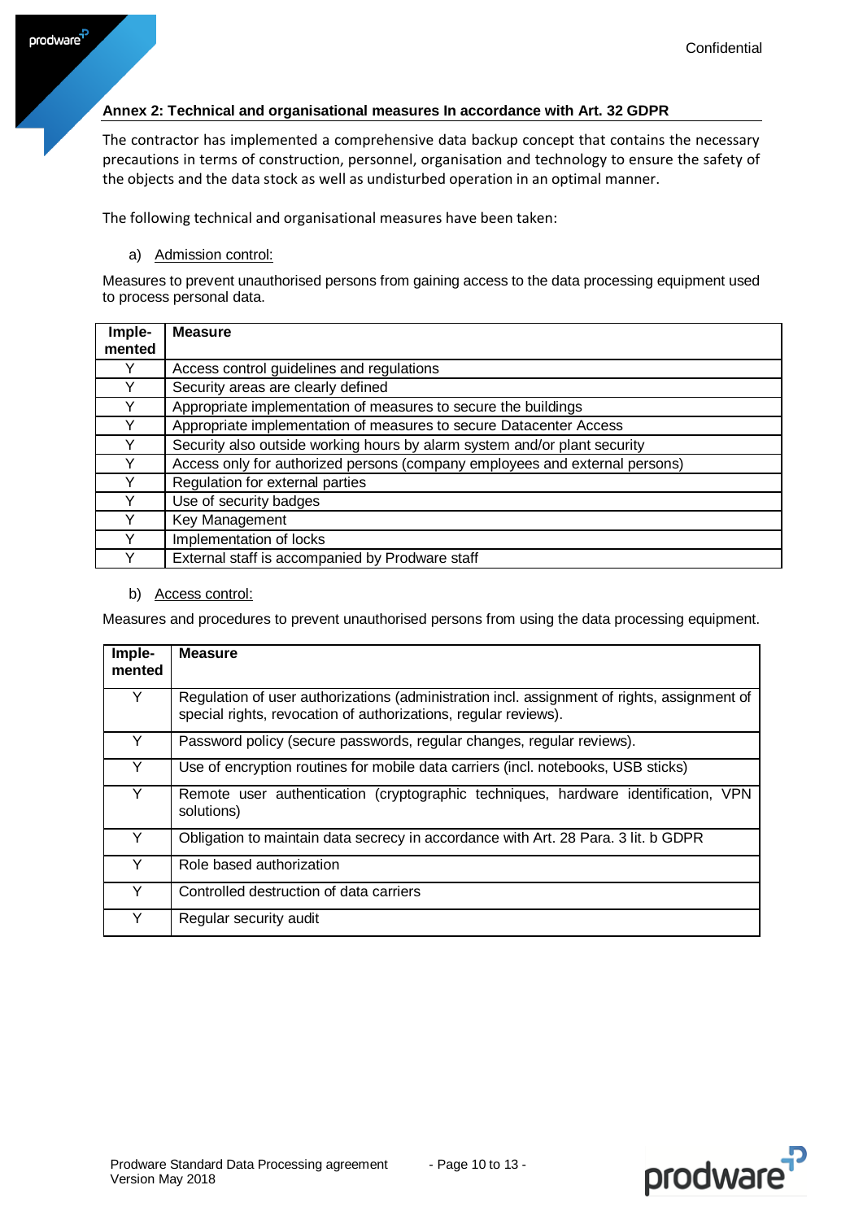## Annex 2: Technical and organisational measures In accordance with Art. 32 GDPR

The contractor has implemented a comprehensive data backup concept that contains the necessary precautions in terms of construction, personnel, organisation and technology to ensure the safety of the objects and the data stock as well as undisturbed operation in an optimal manner.

The following technical and organisational measures have been taken:

a) Admission control:

Measures to prevent unauthorised persons from gaining access to the data processing equipment used to process personal data.

| Imple-mented | Measure |
|---|---|
| Y | Access control guidelines and regulations |
| Y | Security areas are clearly defined |
| Y | Appropriate implementation of measures to secure the buildings |
| Y | Appropriate implementation of measures to secure Datacenter Access |
| Y | Security also outside working hours by alarm system and/or plant security |
| Y | Access only for authorized persons (company employees and external persons) |
| Y | Regulation for external parties |
| Y | Use of security badges |
| Y | Key Management |
| Y | Implementation of locks |
| Y | External staff is accompanied by Prodware staff |

b) Access control:

Measures and procedures to prevent unauthorised persons from using the data processing equipment.

| Imple-mented | Measure |
|---|---|
| Y | Regulation of user authorizations (administration incl. assignment of rights, assignment of special rights, revocation of authorizations, regular reviews). |
| Y | Password policy (secure passwords, regular changes, regular reviews). |
| Y | Use of encryption routines for mobile data carriers (incl. notebooks, USB sticks) |
| Y | Remote user authentication (cryptographic techniques, hardware identification, VPN solutions) |
| Y | Obligation to maintain data secrecy in accordance with Art. 28 Para. 3 lit. b GDPR |
| Y | Role based authorization |
| Y | Controlled destruction of data carriers |
| Y | Regular security audit |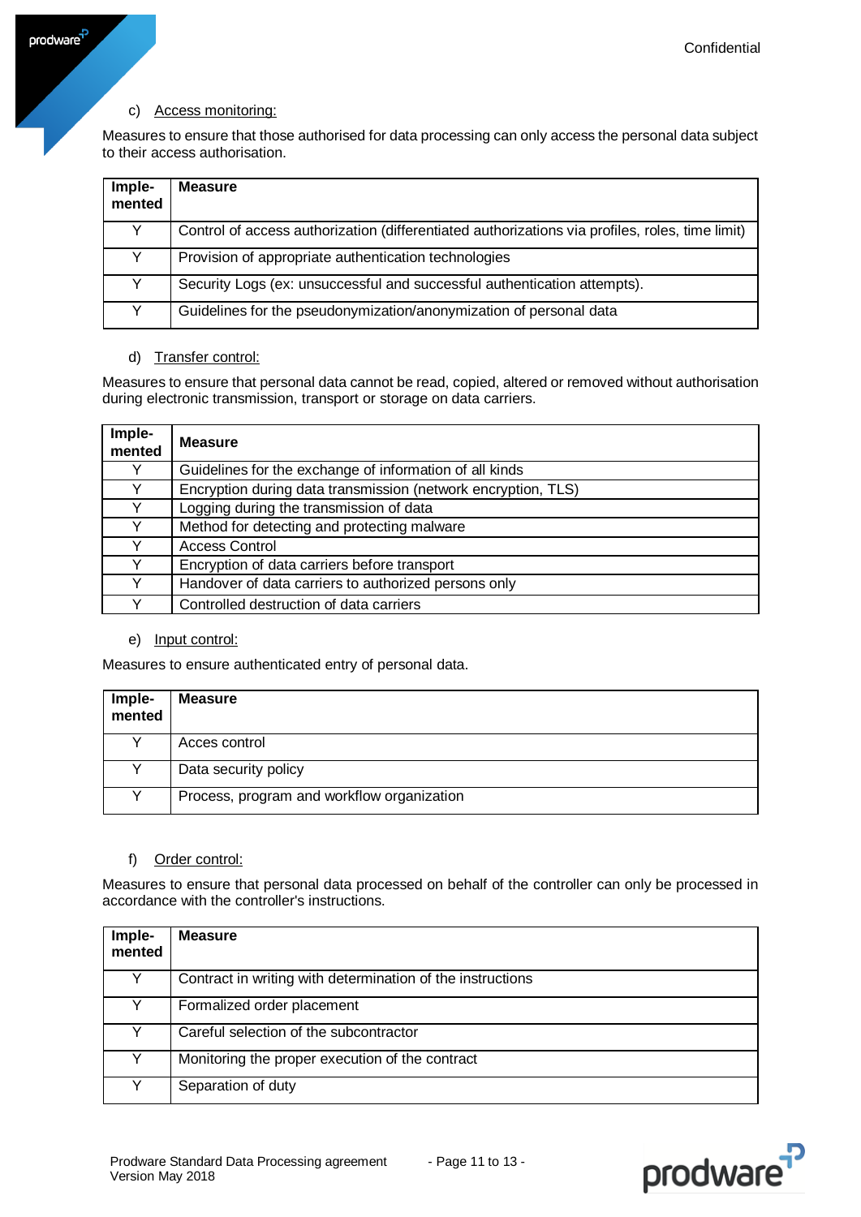c) Access monitoring:

Measures to ensure that those authorised for data processing can only access the personal data subject to their access authorisation.

| Imple-mented | Measure |
|---|---|
| Y | Control of access authorization (differentiated authorizations via profiles, roles, time limit) |
| Y | Provision of appropriate authentication technologies |
| Y | Security Logs (ex: unsuccessful and successful authentication attempts). |
| Y | Guidelines for the pseudonymization/anonymization of personal data |

d) Transfer control:

Measures to ensure that personal data cannot be read, copied, altered or removed without authorisation during electronic transmission, transport or storage on data carriers.

| Imple-mented | Measure |
|---|---|
| Y | Guidelines for the exchange of information of all kinds |
| Y | Encryption during data transmission (network encryption, TLS) |
| Y | Logging during the transmission of data |
| Y | Method for detecting and protecting malware |
| Y | Access Control |
| Y | Encryption of data carriers before transport |
| Y | Handover of data carriers to authorized persons only |
| Y | Controlled destruction of data carriers |

e) Input control:

Measures to ensure authenticated entry of personal data.

| Imple-mented | Measure |
|---|---|
| Y | Acces control |
| Y | Data security policy |
| Y | Process, program and workflow organization |

f) Order control:

Measures to ensure that personal data processed on behalf of the controller can only be processed in accordance with the controller's instructions.

| Imple-mented | Measure |
|---|---|
| Y | Contract in writing with determination of the instructions |
| Y | Formalized order placement |
| Y | Careful selection of the subcontractor |
| Y | Monitoring the proper execution of the contract |
| Y | Separation of duty |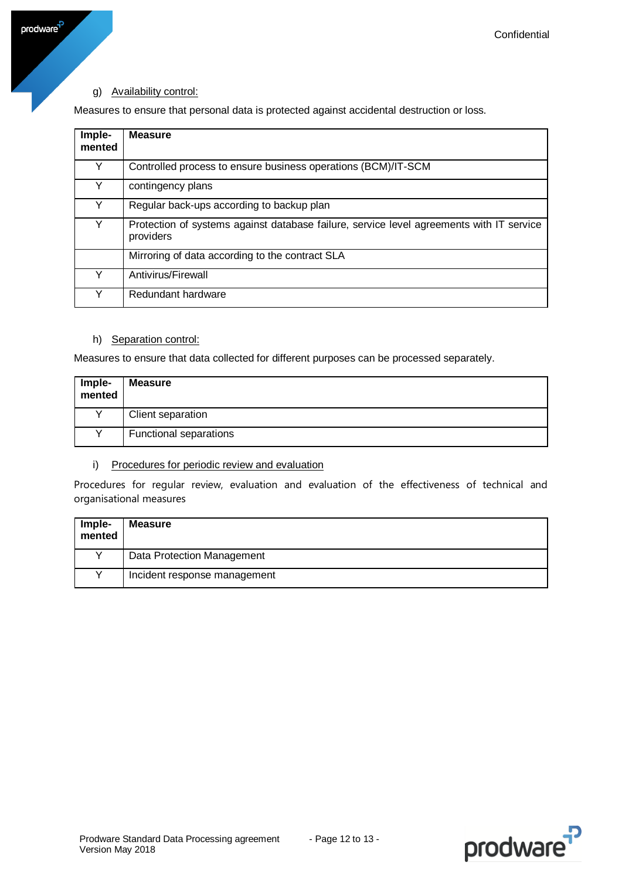g) Availability control:

Measures to ensure that personal data is protected against accidental destruction or loss.

| Imple-mented | Measure |
|---|---|
| Y | Controlled process to ensure business operations (BCM)/IT-SCM |
| Y | contingency plans |
| Y | Regular back-ups according to backup plan |
| Y | Protection of systems against database failure, service level agreements with IT service providers |
| | Mirroring of data according to the contract SLA |
| Y | Antivirus/Firewall |
| Y | Redundant hardware |

h) Separation control:

Measures to ensure that data collected for different purposes can be processed separately.

| Imple-mented | Measure |
|---|---|
| Y | Client separation |
| Y | Functional separations |

i) Procedures for periodic review and evaluation

Procedures for regular review, evaluation and evaluation of the effectiveness of technical and organisational measures

| Imple-mented | Measure |
|---|---|
| Y | Data Protection Management |
| Y | Incident response management |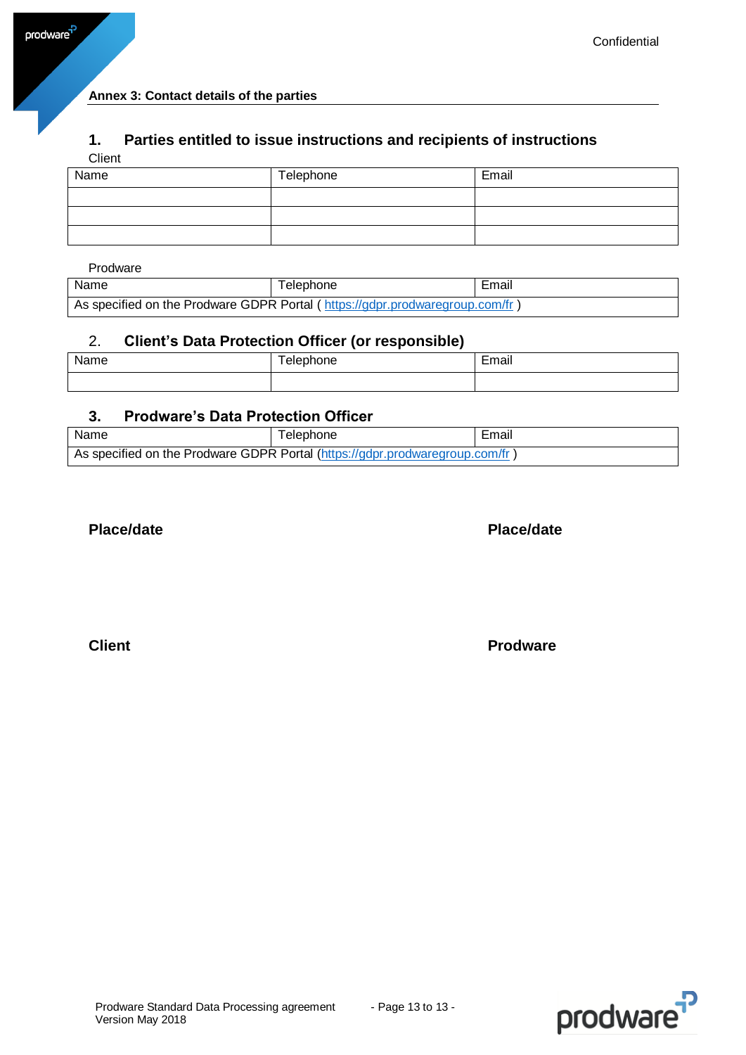**Annex 3: Contact details of the parties**

## 1. Parties entitled to issue instructions and recipients of instructions

Client

| Name | Telephone | Email |
|---|---|---|
| | | |
| | | |
| | | |

Prodware

| Name | Telephone | Email |
|---|---|---|
| As specified on the Prodware GDPR Portal ( https://gdpr.prodwaregroup.com/fr ) | | |

## 2. Client's Data Protection Officer (or responsible)

| Name | Telephone | Email |
|---|---|---|
| | | |

## 3. Prodware's Data Protection Officer

| Name | Telephone | Email |
|---|---|---|
| As specified on the Prodware GDPR Portal (https://gdpr.prodwaregroup.com/fr ) | | |

**Place/date**

**Place/date**

**Client**

**Prodware**